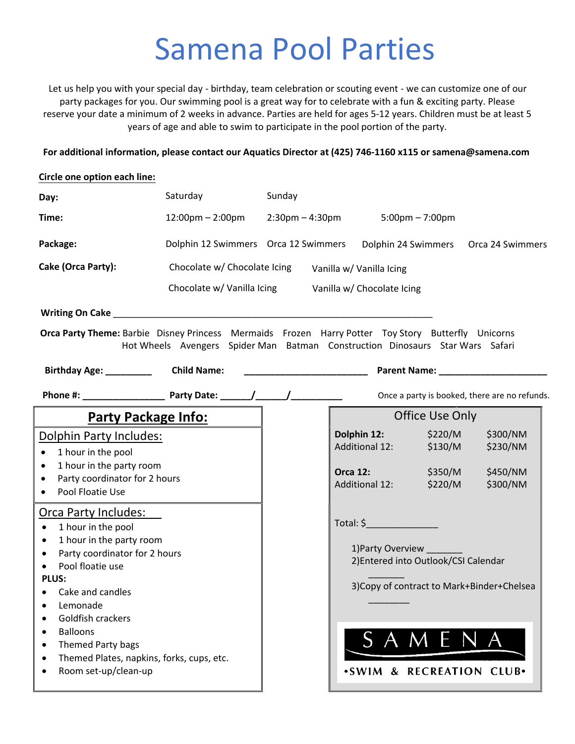# Samena Pool Parties

Let us help you with your special day - birthday, team celebration or scouting event - we can customize one of our party packages for you. Our swimming pool is a great way for to celebrate with a fun & exciting party. Please reserve your date a minimum of 2 weeks in advance. Parties are held for ages 5-12 years. Children must be at least 5 years of age and able to swim to participate in the pool portion of the party.

**For additional information, please contact our Aquatics Director at (425) 746-1160 x115 or samena@samena.com**

**Circle one option each line:**

| | | | | |
|---|---|---|---|---|
| **Day:** | Saturday | Sunday | | |
| **Time:** | 12:00pm – 2:00pm | 2:30pm – 4:30pm | 5:00pm – 7:00pm | |
| **Package:** | Dolphin 12 Swimmers | Orca 12 Swimmers | Dolphin 24 Swimmers | Orca 24 Swimmers |
| **Cake (Orca Party):** | Chocolate w/ Chocolate Icing | Vanilla w/ Vanilla Icing | | |
| | Chocolate w/ Vanilla Icing | Vanilla w/ Chocolate Icing | | |

**Writing On Cake** ________________________________________________________________

**Orca Party Theme:** Barbie Disney Princess Mermaids Frozen Harry Potter Toy Story Butterfly Unicorns Hot Wheels Avengers Spider Man Batman Construction Dinosaurs Star Wars Safari

**Birthday Age:** _________ **Child Name:** ________________________ **Parent Name:** _____________________

**Phone #:** ________________ **Party Date:** ______/______/__________ Once a party is booked, there are no refunds.

## Party Package Info:

### Dolphin Party Includes:

- 1 hour in the pool
- 1 hour in the party room
- Party coordinator for 2 hours
- Pool Floatie Use

### Orca Party Includes:

- 1 hour in the pool
- 1 hour in the party room
- Party coordinator for 2 hours
- Pool floatie use

**PLUS:**

- Cake and candles
- Lemonade
- Goldfish crackers
- Balloons
- Themed Party bags
- Themed Plates, napkins, forks, cups, etc.
- Room set-up/clean-up

## Office Use Only

| | | |
|---|---|---|
| **Dolphin 12:** | $220/M | $300/NM |
| Additional 12: | $130/M | $230/NM |
| **Orca 12:** | $350/M | $450/NM |
| Additional 12: | $220/M | $300/NM |

Total: $_____________

1)Party Overview _______

2)Entered into Outlook/CSI Calendar _______

3)Copy of contract to Mark+Binder+Chelsea ________

SAMENA •SWIM & RECREATION CLUB•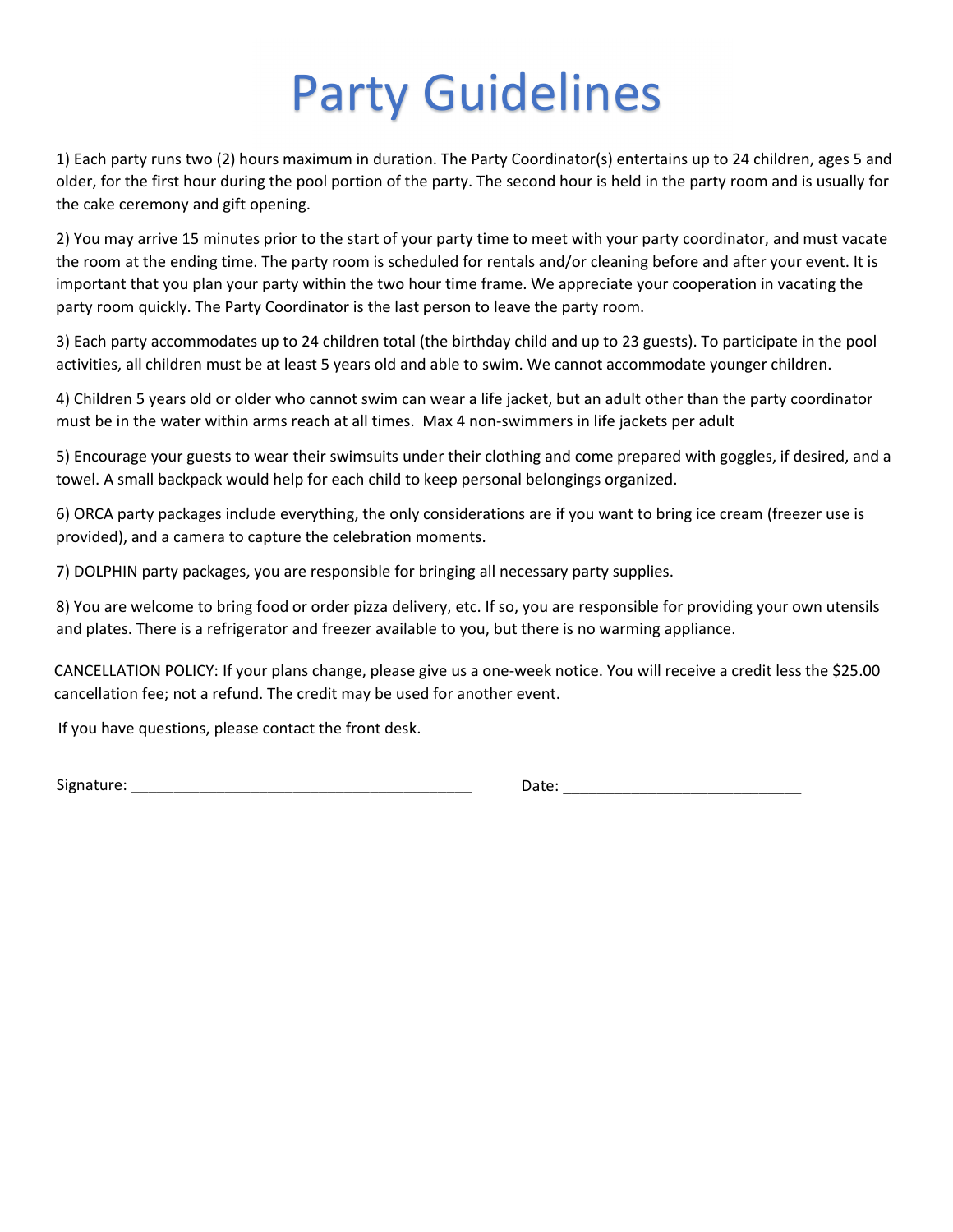# Party Guidelines

1) Each party runs two (2) hours maximum in duration. The Party Coordinator(s) entertains up to 24 children, ages 5 and older, for the first hour during the pool portion of the party. The second hour is held in the party room and is usually for the cake ceremony and gift opening.

2) You may arrive 15 minutes prior to the start of your party time to meet with your party coordinator, and must vacate the room at the ending time. The party room is scheduled for rentals and/or cleaning before and after your event. It is important that you plan your party within the two hour time frame. We appreciate your cooperation in vacating the party room quickly. The Party Coordinator is the last person to leave the party room.

3) Each party accommodates up to 24 children total (the birthday child and up to 23 guests). To participate in the pool activities, all children must be at least 5 years old and able to swim. We cannot accommodate younger children.

4) Children 5 years old or older who cannot swim can wear a life jacket, but an adult other than the party coordinator must be in the water within arms reach at all times. Max 4 non-swimmers in life jackets per adult

5) Encourage your guests to wear their swimsuits under their clothing and come prepared with goggles, if desired, and a towel. A small backpack would help for each child to keep personal belongings organized.

6) ORCA party packages include everything, the only considerations are if you want to bring ice cream (freezer use is provided), and a camera to capture the celebration moments.

7) DOLPHIN party packages, you are responsible for bringing all necessary party supplies.

8) You are welcome to bring food or order pizza delivery, etc. If so, you are responsible for providing your own utensils and plates. There is a refrigerator and freezer available to you, but there is no warming appliance.

CANCELLATION POLICY: If your plans change, please give us a one-week notice. You will receive a credit less the $25.00 cancellation fee; not a refund. The credit may be used for another event.

If you have questions, please contact the front desk.

Signature: ________________________________________ Date: ____________________________